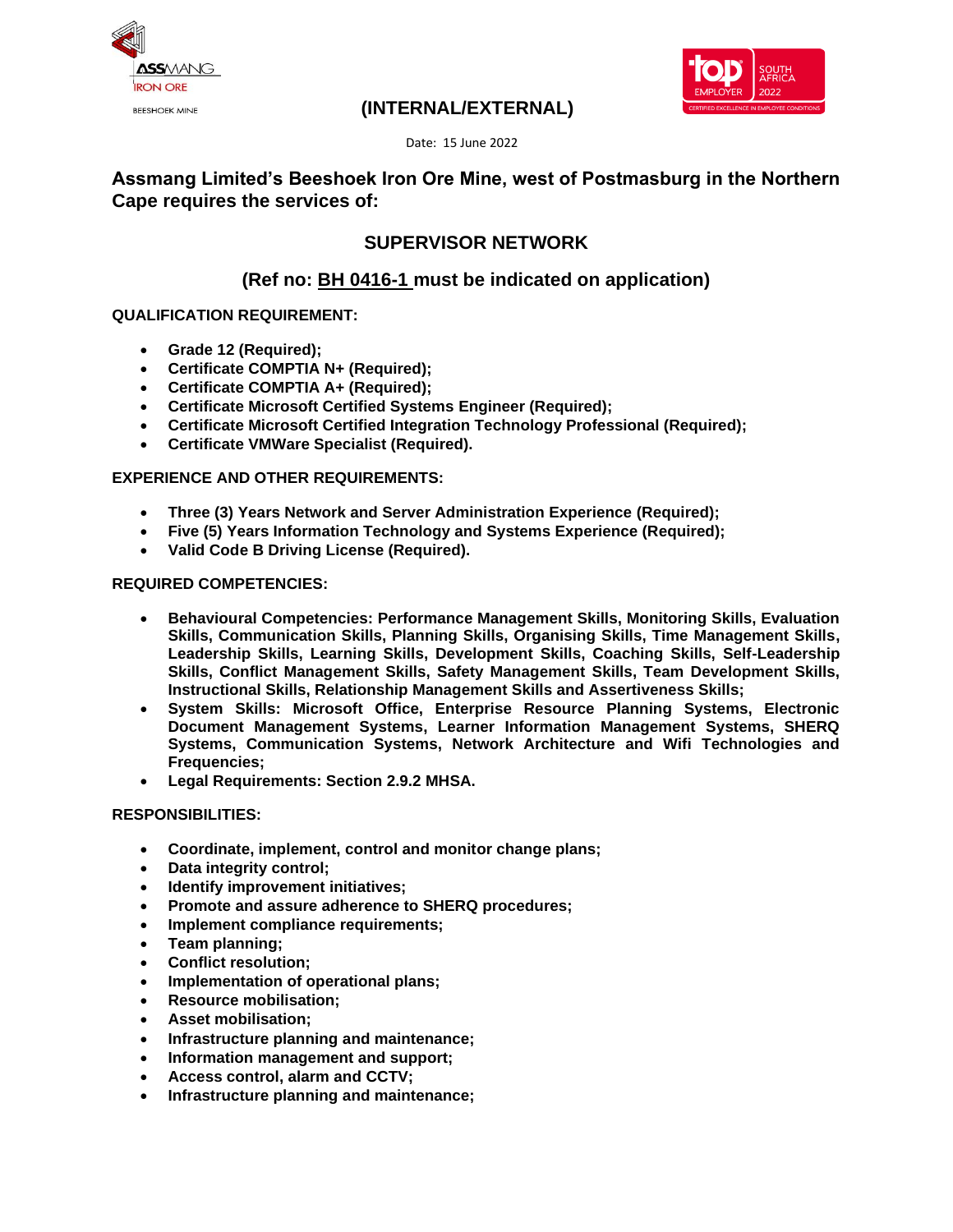ASSMANG IRON ORE

BEESHOEK MINE

**(INTERNAL/EXTERNAL)**

Date: 15 June 2022

## Assmang Limited's Beeshoek Iron Ore Mine, west of Postmasburg in the Northern Cape requires the services of:

# SUPERVISOR NETWORK

## (Ref no: BH 0416-1 must be indicated on application)

**QUALIFICATION REQUIREMENT:**

- **Grade 12 (Required);**
- **Certificate COMPTIA N+ (Required);**
- **Certificate COMPTIA A+ (Required);**
- **Certificate Microsoft Certified Systems Engineer (Required);**
- **Certificate Microsoft Certified Integration Technology Professional (Required);**
- **Certificate VMWare Specialist (Required).**

**EXPERIENCE AND OTHER REQUIREMENTS:**

- **Three (3) Years Network and Server Administration Experience (Required);**
- **Five (5) Years Information Technology and Systems Experience (Required);**
- **Valid Code B Driving License (Required).**

**REQUIRED COMPETENCIES:**

- **Behavioural Competencies: Performance Management Skills, Monitoring Skills, Evaluation Skills, Communication Skills, Planning Skills, Organising Skills, Time Management Skills, Leadership Skills, Learning Skills, Development Skills, Coaching Skills, Self-Leadership Skills, Conflict Management Skills, Safety Management Skills, Team Development Skills, Instructional Skills, Relationship Management Skills and Assertiveness Skills;**
- **System Skills: Microsoft Office, Enterprise Resource Planning Systems, Electronic Document Management Systems, Learner Information Management Systems, SHERQ Systems, Communication Systems, Network Architecture and Wifi Technologies and Frequencies;**
- **Legal Requirements: Section 2.9.2 MHSA.**

**RESPONSIBILITIES:**

- **Coordinate, implement, control and monitor change plans;**
- **Data integrity control;**
- **Identify improvement initiatives;**
- **Promote and assure adherence to SHERQ procedures;**
- **Implement compliance requirements;**
- **Team planning;**
- **Conflict resolution;**
- **Implementation of operational plans;**
- **Resource mobilisation;**
- **Asset mobilisation;**
- **Infrastructure planning and maintenance;**
- **Information management and support;**
- **Access control, alarm and CCTV;**
- **Infrastructure planning and maintenance;**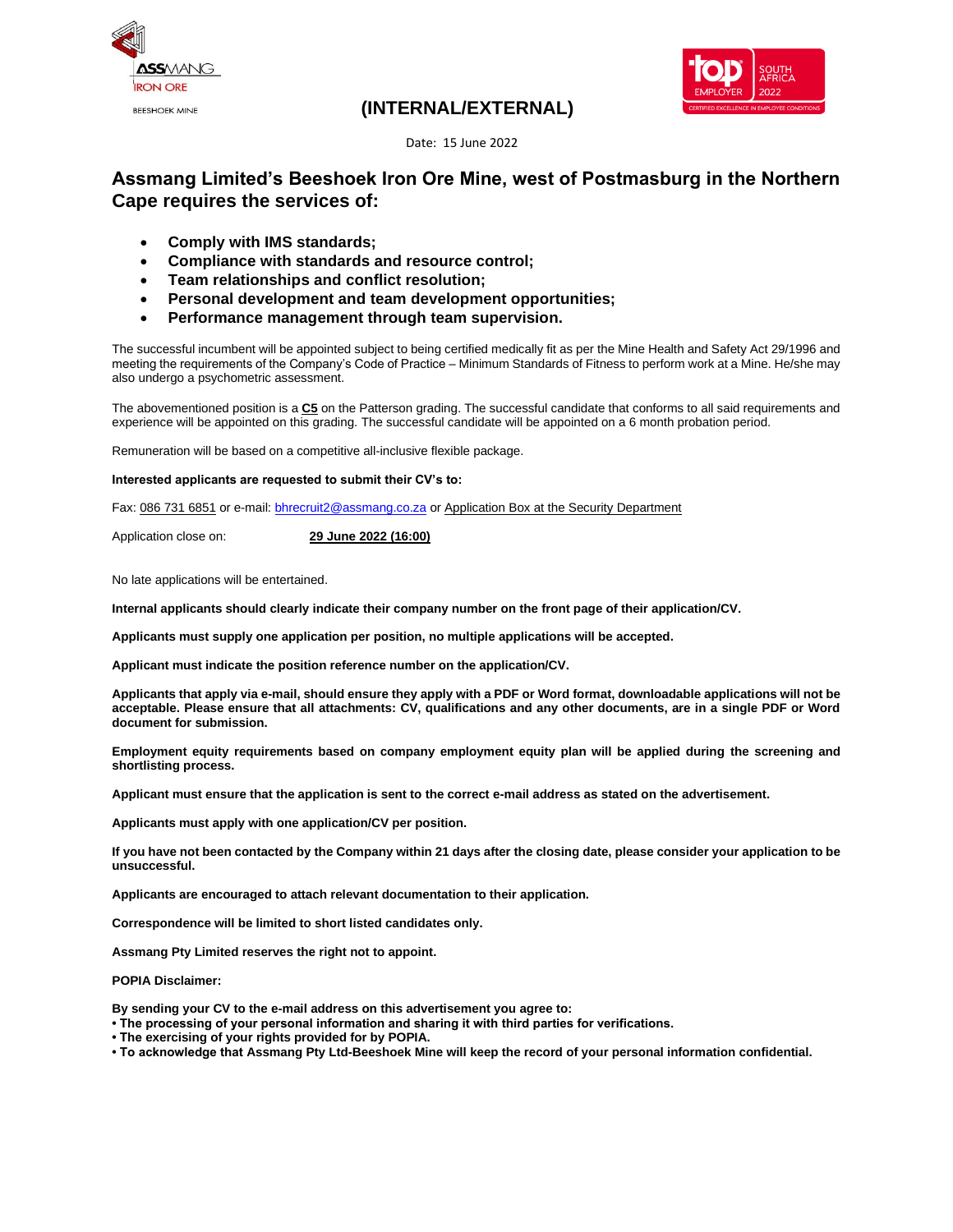ASSMANG IRON ORE

BEESHOEK MINE

**(INTERNAL/EXTERNAL)**

Date: 15 June 2022

## Assmang Limited's Beeshoek Iron Ore Mine, west of Postmasburg in the Northern Cape requires the services of:

- **Comply with IMS standards;**
- **Compliance with standards and resource control;**
- **Team relationships and conflict resolution;**
- **Personal development and team development opportunities;**
- **Performance management through team supervision.**

The successful incumbent will be appointed subject to being certified medically fit as per the Mine Health and Safety Act 29/1996 and meeting the requirements of the Company's Code of Practice – Minimum Standards of Fitness to perform work at a Mine. He/she may also undergo a psychometric assessment.

The abovementioned position is a **C5** on the Patterson grading. The successful candidate that conforms to all said requirements and experience will be appointed on this grading. The successful candidate will be appointed on a 6 month probation period.

Remuneration will be based on a competitive all-inclusive flexible package.

**Interested applicants are requested to submit their CV's to:**

Fax: 086 731 6851 or e-mail: bhrecruit2@assmang.co.za or Application Box at the Security Department

Application close on: **29 June 2022 (16:00)**

No late applications will be entertained.

**Internal applicants should clearly indicate their company number on the front page of their application/CV.**

**Applicants must supply one application per position, no multiple applications will be accepted.**

**Applicant must indicate the position reference number on the application/CV.**

**Applicants that apply via e-mail, should ensure they apply with a PDF or Word format, downloadable applications will not be acceptable. Please ensure that all attachments: CV, qualifications and any other documents, are in a single PDF or Word document for submission.**

**Employment equity requirements based on company employment equity plan will be applied during the screening and shortlisting process.**

**Applicant must ensure that the application is sent to the correct e-mail address as stated on the advertisement.**

**Applicants must apply with one application/CV per position.**

**If you have not been contacted by the Company within 21 days after the closing date, please consider your application to be unsuccessful.**

**Applicants are encouraged to attach relevant documentation to their application.**

**Correspondence will be limited to short listed candidates only.**

**Assmang Pty Limited reserves the right not to appoint.**

**POPIA Disclaimer:**

**By sending your CV to the e-mail address on this advertisement you agree to:**
**• The processing of your personal information and sharing it with third parties for verifications.**
**• The exercising of your rights provided for by POPIA.**
**• To acknowledge that Assmang Pty Ltd-Beeshoek Mine will keep the record of your personal information confidential.**